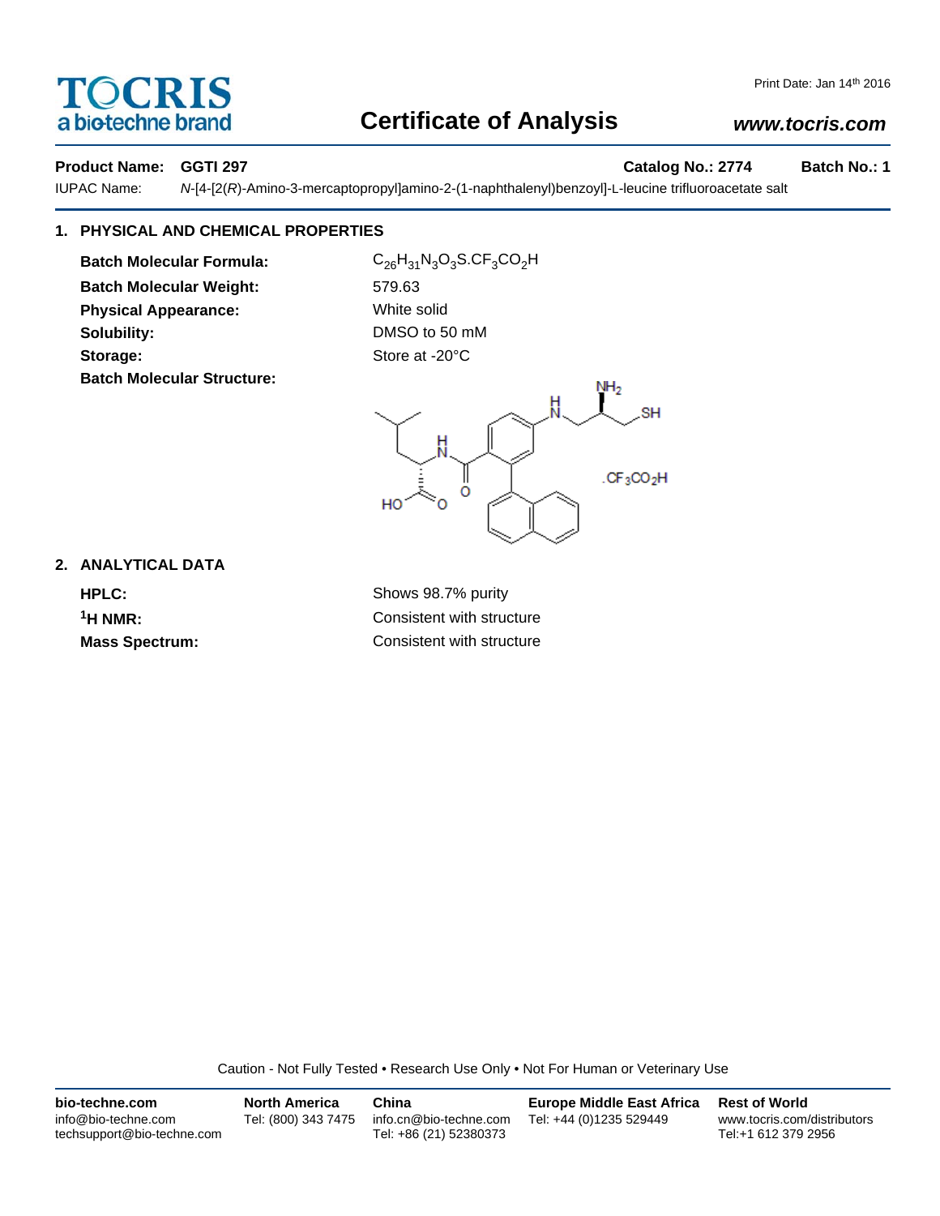# TOCRIS
a biotechne brand

Print Date: Jan 14th 2016

# Certificate of Analysis

***www.tocris.com***

**Product Name: GGTI 297** **Catalog No.: 2774** **Batch No.: 1**

IUPAC Name: *N*-[4-[2(*R*)-Amino-3-mercaptopropyl]amino-2-(1-naphthalenyl)benzoyl]-L-leucine trifluoroacetate salt

## 1. PHYSICAL AND CHEMICAL PROPERTIES

**Batch Molecular Formula:** $C_{26}H_{31}N_3O_3S.CF_3CO_2H$

**Batch Molecular Weight:** 579.63

**Physical Appearance:** White solid

**Solubility:** DMSO to 50 mM

**Storage:** Store at -20°C

**Batch Molecular Structure:**

## 2. ANALYTICAL DATA

**HPLC:** Shows 98.7% purity

**$^1$H NMR:** Consistent with structure

**Mass Spectrum:** Consistent with structure

Caution - Not Fully Tested • Research Use Only • Not For Human or Veterinary Use

**bio-techne.com**
info@bio-techne.com
techsupport@bio-techne.com

**North America**
Tel: (800) 343 7475

**China**
info.cn@bio-techne.com
Tel: +86 (21) 52380373

**Europe Middle East Africa**
Tel: +44 (0)1235 529449

**Rest of World**
www.tocris.com/distributors
Tel:+1 612 379 2956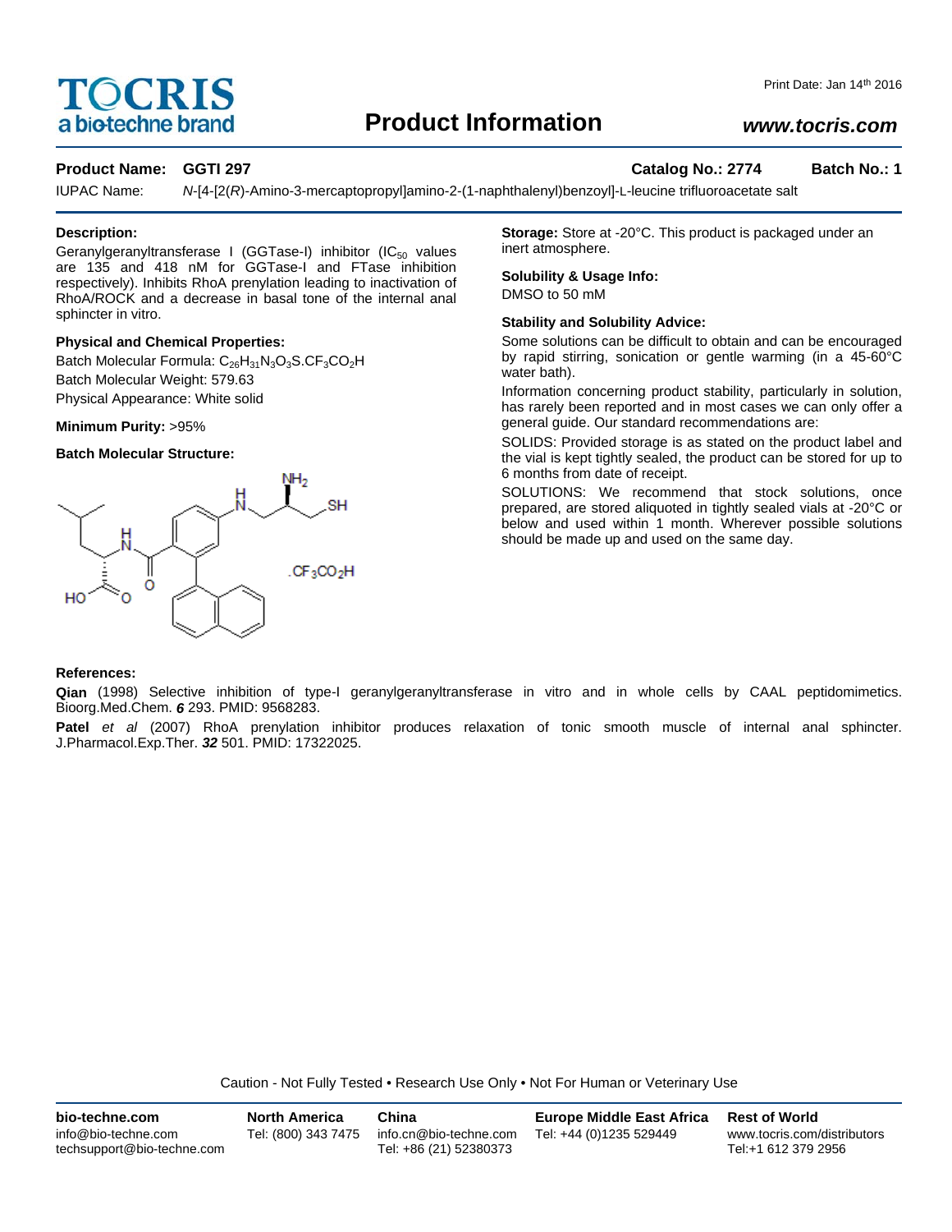# TOCRIS
a biotechne brand

Print Date: Jan 14th 2016

## Product Information

***www.tocris.com***

**Product Name: GGTI 297** **Catalog No.: 2774** **Batch No.: 1**

IUPAC Name: *N*-[4-[2(*R*)-Amino-3-mercaptopropyl]amino-2-(1-naphthalenyl)benzoyl]-L-leucine trifluoroacetate salt

### Description:

Geranylgeranyltransferase I (GGTase-I) inhibitor ($IC_{50}$ values are 135 and 418 nM for GGTase-I and FTase inhibition respectively). Inhibits RhoA prenylation leading to inactivation of RhoA/ROCK and a decrease in basal tone of the internal anal sphincter in vitro.

### Physical and Chemical Properties:

Batch Molecular Formula: $C_{26}H_{31}N_3O_3S.CF_3CO_2H$

Batch Molecular Weight: 579.63

Physical Appearance: White solid

**Minimum Purity:** >95%

### Batch Molecular Structure:

$.CF_3CO_2H$

**Storage:** Store at -20°C. This product is packaged under an inert atmosphere.

### Solubility & Usage Info:

DMSO to 50 mM

### Stability and Solubility Advice:

Some solutions can be difficult to obtain and can be encouraged by rapid stirring, sonication or gentle warming (in a 45-60°C water bath).

Information concerning product stability, particularly in solution, has rarely been reported and in most cases we can only offer a general guide. Our standard recommendations are:

SOLIDS: Provided storage is as stated on the product label and the vial is kept tightly sealed, the product can be stored for up to 6 months from date of receipt.

SOLUTIONS: We recommend that stock solutions, once prepared, are stored aliquoted in tightly sealed vials at -20°C or below and used within 1 month. Wherever possible solutions should be made up and used on the same day.

### References:

**Qian** (1998) Selective inhibition of type-I geranylgeranyltransferase in vitro and in whole cells by CAAL peptidomimetics. Bioorg.Med.Chem. ***6*** 293. PMID: 9568283.

**Patel** *et al* (2007) RhoA prenylation inhibitor produces relaxation of tonic smooth muscle of internal anal sphincter. J.Pharmacol.Exp.Ther. ***32*** 501. PMID: 17322025.

Caution - Not Fully Tested • Research Use Only • Not For Human or Veterinary Use

**bio-techne.com**
info@bio-techne.com
techsupport@bio-techne.com

**North America**
Tel: (800) 343 7475

**China**
info.cn@bio-techne.com
Tel: +86 (21) 52380373

**Europe Middle East Africa**
Tel: +44 (0)1235 529449

**Rest of World**
www.tocris.com/distributors
Tel:+1 612 379 2956